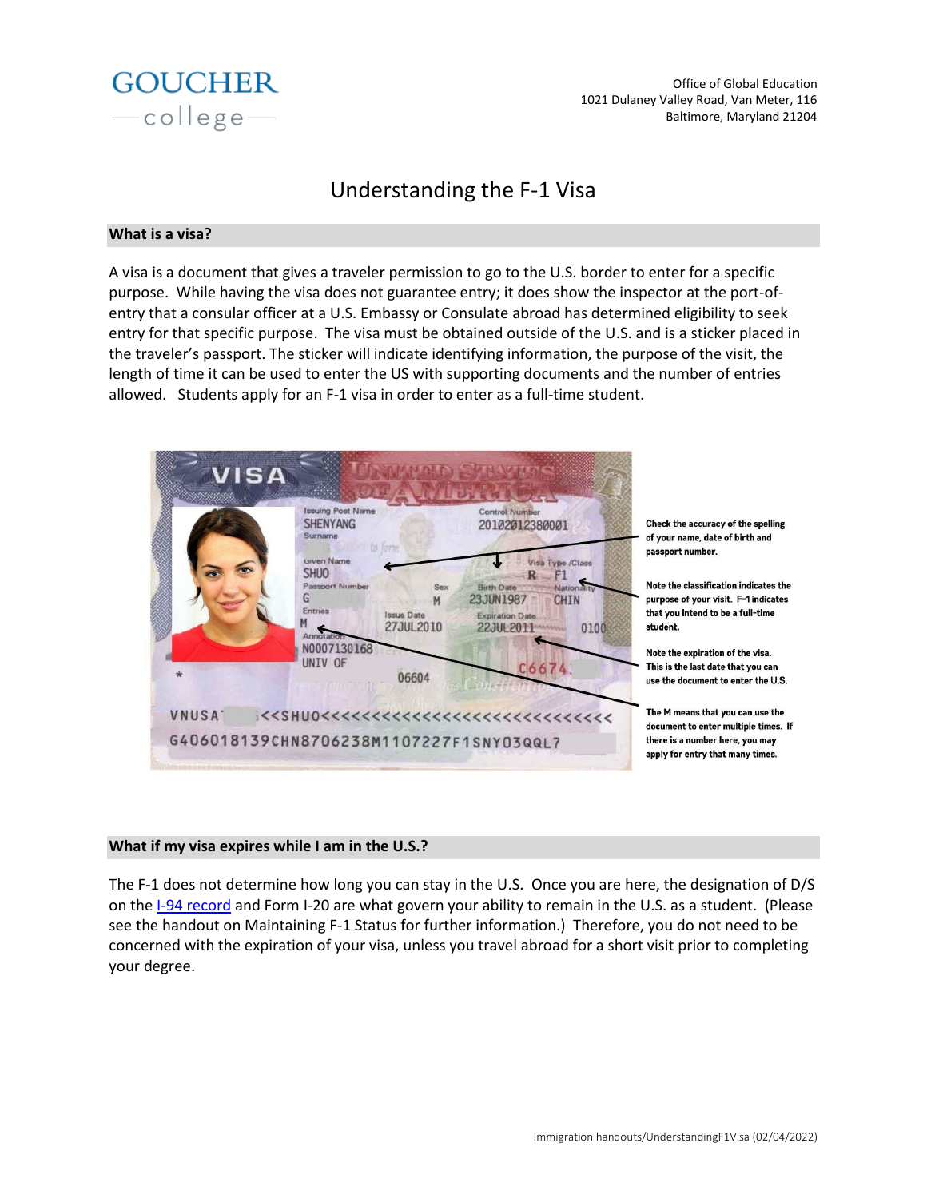GOUCHER college

Office of Global Education
1021 Dulaney Valley Road, Van Meter, 116
Baltimore, Maryland 21204

# Understanding the F-1 Visa

## What is a visa?

A visa is a document that gives a traveler permission to go to the U.S. border to enter for a specific purpose. While having the visa does not guarantee entry; it does show the inspector at the port-of-entry that a consular officer at a U.S. Embassy or Consulate abroad has determined eligibility to seek entry for that specific purpose. The visa must be obtained outside of the U.S. and is a sticker placed in the traveler's passport. The sticker will indicate identifying information, the purpose of the visit, the length of time it can be used to enter the US with supporting documents and the number of entries allowed. Students apply for an F-1 visa in order to enter as a full-time student.

**Check the accuracy of the spelling of your name, date of birth and passport number.**

**Note the classification indicates the purpose of your visit. F-1 indicates that you intend to be a full-time student.**

**Note the expiration of the visa. This is the last date that you can use the document to enter the U.S.**

**The M means that you can use the document to enter multiple times. If there is a number here, you may apply for entry that many times.**

## What if my visa expires while I am in the U.S.?

The F-1 does not determine how long you can stay in the U.S. Once you are here, the designation of D/S on the I-94 record and Form I-20 are what govern your ability to remain in the U.S. as a student. (Please see the handout on Maintaining F-1 Status for further information.) Therefore, you do not need to be concerned with the expiration of your visa, unless you travel abroad for a short visit prior to completing your degree.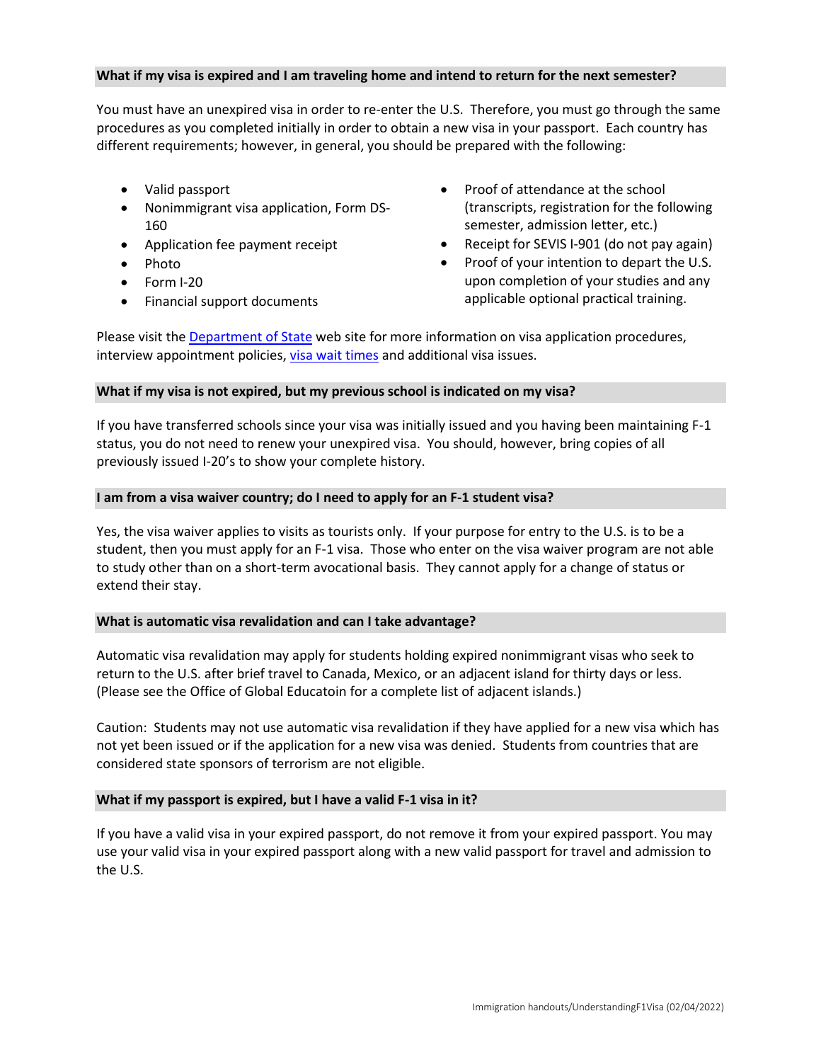**What if my visa is expired and I am traveling home and intend to return for the next semester?**

You must have an unexpired visa in order to re-enter the U.S. Therefore, you must go through the same procedures as you completed initially in order to obtain a new visa in your passport. Each country has different requirements; however, in general, you should be prepared with the following:

- Valid passport
- Nonimmigrant visa application, Form DS-160
- Application fee payment receipt
- Photo
- Form I-20
- Financial support documents
- Proof of attendance at the school (transcripts, registration for the following semester, admission letter, etc.)
- Receipt for SEVIS I-901 (do not pay again)
- Proof of your intention to depart the U.S. upon completion of your studies and any applicable optional practical training.

Please visit the Department of State web site for more information on visa application procedures, interview appointment policies, visa wait times and additional visa issues.

**What if my visa is not expired, but my previous school is indicated on my visa?**

If you have transferred schools since your visa was initially issued and you having been maintaining F-1 status, you do not need to renew your unexpired visa. You should, however, bring copies of all previously issued I-20's to show your complete history.

**I am from a visa waiver country; do I need to apply for an F-1 student visa?**

Yes, the visa waiver applies to visits as tourists only. If your purpose for entry to the U.S. is to be a student, then you must apply for an F-1 visa. Those who enter on the visa waiver program are not able to study other than on a short-term avocational basis. They cannot apply for a change of status or extend their stay.

**What is automatic visa revalidation and can I take advantage?**

Automatic visa revalidation may apply for students holding expired nonimmigrant visas who seek to return to the U.S. after brief travel to Canada, Mexico, or an adjacent island for thirty days or less. (Please see the Office of Global Educatoin for a complete list of adjacent islands.)

Caution: Students may not use automatic visa revalidation if they have applied for a new visa which has not yet been issued or if the application for a new visa was denied. Students from countries that are considered state sponsors of terrorism are not eligible.

**What if my passport is expired, but I have a valid F-1 visa in it?**

If you have a valid visa in your expired passport, do not remove it from your expired passport. You may use your valid visa in your expired passport along with a new valid passport for travel and admission to the U.S.